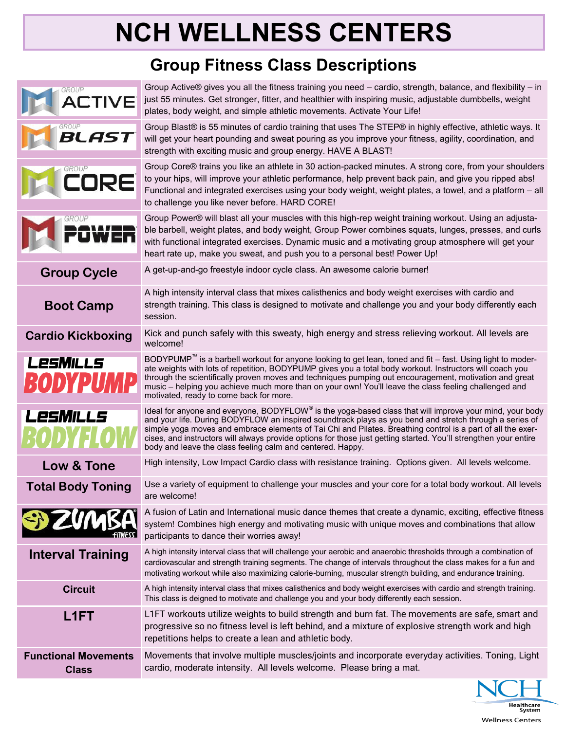# NCH WELLNESS CENTERS

## Group Fitness Class Descriptions

| Class | Description |
|---|---|
| GROUP ACTIVE | Group Active® gives you all the fitness training you need – cardio, strength, balance, and flexibility – in just 55 minutes. Get stronger, fitter, and healthier with inspiring music, adjustable dumbbells, weight plates, body weight, and simple athletic movements. Activate Your Life! |
| GROUP BLAST | Group Blast® is 55 minutes of cardio training that uses The STEP® in highly effective, athletic ways. It will get your heart pounding and sweat pouring as you improve your fitness, agility, coordination, and strength with exciting music and group energy. HAVE A BLAST! |
| GROUP CORE | Group Core® trains you like an athlete in 30 action-packed minutes. A strong core, from your shoulders to your hips, will improve your athletic performance, help prevent back pain, and give you ripped abs! Functional and integrated exercises using your body weight, weight plates, a towel, and a platform – all to challenge you like never before. HARD CORE! |
| GROUP POWER | Group Power® will blast all your muscles with this high-rep weight training workout. Using an adjustable barbell, weight plates, and body weight, Group Power combines squats, lunges, presses, and curls with functional integrated exercises. Dynamic music and a motivating group atmosphere will get your heart rate up, make you sweat, and push you to a personal best! Power Up! |
| **Group Cycle** | A get-up-and-go freestyle indoor cycle class. An awesome calorie burner! |
| **Boot Camp** | A high intensity interval class that mixes calisthenics and body weight exercises with cardio and strength training. This class is designed to motivate and challenge you and your body differently each session. |
| **Cardio Kickboxing** | Kick and punch safely with this sweaty, high energy and stress relieving workout. All levels are welcome! |
| LESMILLS BODYPUMP | BODYPUMP™ is a barbell workout for anyone looking to get lean, toned and fit – fast. Using light to moderate weights with lots of repetition, BODYPUMP gives you a total body workout. Instructors will coach you through the scientifically proven moves and techniques pumping out encouragement, motivation and great music – helping you achieve much more than on your own! You'll leave the class feeling challenged and motivated, ready to come back for more. |
| LESMILLS BODYFLOW | Ideal for anyone and everyone, BODYFLOW® is the yoga-based class that will improve your mind, your body and your life. During BODYFLOW an inspired soundtrack plays as you bend and stretch through a series of simple yoga moves and embrace elements of Tai Chi and Pilates. Breathing control is a part of all the exercises, and instructors will always provide options for those just getting started. You'll strengthen your entire body and leave the class feeling calm and centered. Happy. |
| **Low & Tone** | High intensity, Low Impact Cardio class with resistance training. Options given. All levels welcome. |
| **Total Body Toning** | Use a variety of equipment to challenge your muscles and your core for a total body workout. All levels are welcome! |
| ZUMBA FITNESS | A fusion of Latin and International music dance themes that create a dynamic, exciting, effective fitness system! Combines high energy and motivating music with unique moves and combinations that allow participants to dance their worries away! |
| **Interval Training** | A high intensity interval class that will challenge your aerobic and anaerobic thresholds through a combination of cardiovascular and strength training segments. The change of intervals throughout the class makes for a fun and motivating workout while also maximizing calorie-burning, muscular strength building, and endurance training. |
| **Circuit** | A high intensity interval class that mixes calisthenics and body weight exercises with cardio and strength training. This class is deigned to motivate and challenge you and your body differently each session. |
| **L1FT** | L1FT workouts utilize weights to build strength and burn fat. The movements are safe, smart and progressive so no fitness level is left behind, and a mixture of explosive strength work and high repetitions helps to create a lean and athletic body. |
| **Functional Movements Class** | Movements that involve multiple muscles/joints and incorporate everyday activities. Toning, Light cardio, moderate intensity. All levels welcome. Please bring a mat. |

NCH Healthcare System
Wellness Centers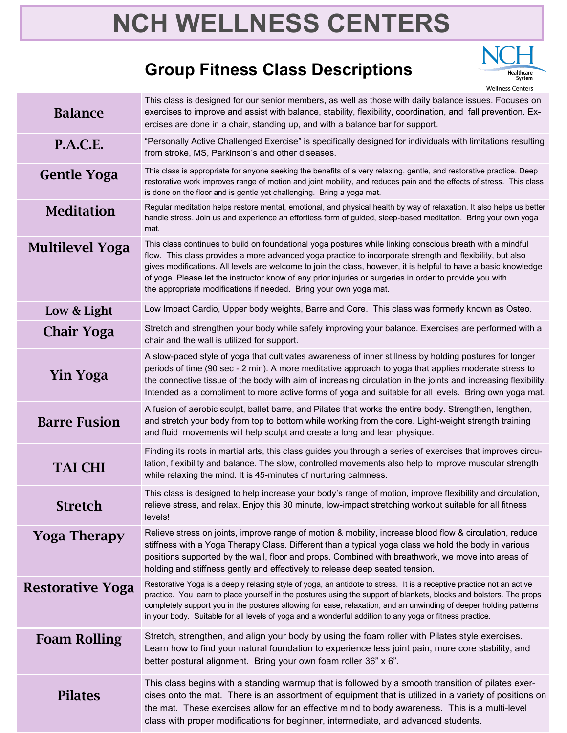# NCH WELLNESS CENTERS

## Group Fitness Class Descriptions

NCH Healthcare System Wellness Centers

| | |
|---|---|
| **Balance** | This class is designed for our senior members, as well as those with daily balance issues. Focuses on exercises to improve and assist with balance, stability, flexibility, coordination, and fall prevention. Exercises are done in a chair, standing up, and with a balance bar for support. |
| **P.A.C.E.** | "Personally Active Challenged Exercise" is specifically designed for individuals with limitations resulting from stroke, MS, Parkinson's and other diseases. |
| **Gentle Yoga** | This class is appropriate for anyone seeking the benefits of a very relaxing, gentle, and restorative practice. Deep restorative work improves range of motion and joint mobility, and reduces pain and the effects of stress. This class is done on the floor and is gentle yet challenging. Bring a yoga mat. |
| **Meditation** | Regular meditation helps restore mental, emotional, and physical health by way of relaxation. It also helps us better handle stress. Join us and experience an effortless form of guided, sleep-based meditation. Bring your own yoga mat. |
| **Multilevel Yoga** | This class continues to build on foundational yoga postures while linking conscious breath with a mindful flow. This class provides a more advanced yoga practice to incorporate strength and flexibility, but also gives modifications. All levels are welcome to join the class, however, it is helpful to have a basic knowledge of yoga. Please let the instructor know of any prior injuries or surgeries in order to provide you with the appropriate modifications if needed. Bring your own yoga mat. |
| **Low & Light** | Low Impact Cardio, Upper body weights, Barre and Core. This class was formerly known as Osteo. |
| **Chair Yoga** | Stretch and strengthen your body while safely improving your balance. Exercises are performed with a chair and the wall is utilized for support. |
| **Yin Yoga** | A slow-paced style of yoga that cultivates awareness of inner stillness by holding postures for longer periods of time (90 sec - 2 min). A more meditative approach to yoga that applies moderate stress to the connective tissue of the body with aim of increasing circulation in the joints and increasing flexibility. Intended as a compliment to more active forms of yoga and suitable for all levels. Bring own yoga mat. |
| **Barre Fusion** | A fusion of aerobic sculpt, ballet barre, and Pilates that works the entire body. Strengthen, lengthen, and stretch your body from top to bottom while working from the core. Light-weight strength training and fluid movements will help sculpt and create a long and lean physique. |
| **TAI CHI** | Finding its roots in martial arts, this class guides you through a series of exercises that improves circulation, flexibility and balance. The slow, controlled movements also help to improve muscular strength while relaxing the mind. It is 45-minutes of nurturing calmness. |
| **Stretch** | This class is designed to help increase your body's range of motion, improve flexibility and circulation, relieve stress, and relax. Enjoy this 30 minute, low-impact stretching workout suitable for all fitness levels! |
| **Yoga Therapy** | Relieve stress on joints, improve range of motion & mobility, increase blood flow & circulation, reduce stiffness with a Yoga Therapy Class. Different than a typical yoga class we hold the body in various positions supported by the wall, floor and props. Combined with breathwork, we move into areas of holding and stiffness gently and effectively to release deep seated tension. |
| **Restorative Yoga** | Restorative Yoga is a deeply relaxing style of yoga, an antidote to stress. It is a receptive practice not an active practice. You learn to place yourself in the postures using the support of blankets, blocks and bolsters. The props completely support you in the postures allowing for ease, relaxation, and an unwinding of deeper holding patterns in your body. Suitable for all levels of yoga and a wonderful addition to any yoga or fitness practice. |
| **Foam Rolling** | Stretch, strengthen, and align your body by using the foam roller with Pilates style exercises. Learn how to find your natural foundation to experience less joint pain, more core stability, and better postural alignment. Bring your own foam roller 36" x 6". |
| **Pilates** | This class begins with a standing warmup that is followed by a smooth transition of pilates exercises onto the mat. There is an assortment of equipment that is utilized in a variety of positions on the mat. These exercises allow for an effective mind to body awareness. This is a multi-level class with proper modifications for beginner, intermediate, and advanced students. |